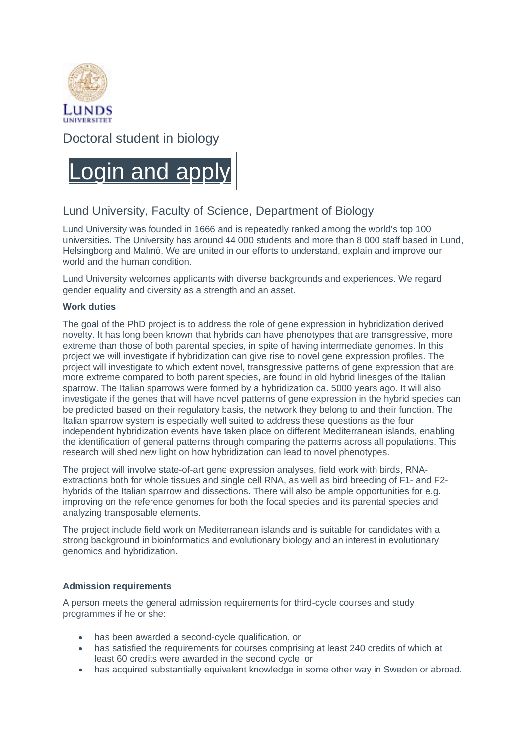LUNDS UNIVERSITET

# Doctoral student in biology

Login and apply

## Lund University, Faculty of Science, Department of Biology

Lund University was founded in 1666 and is repeatedly ranked among the world's top 100 universities. The University has around 44 000 students and more than 8 000 staff based in Lund, Helsingborg and Malmö. We are united in our efforts to understand, explain and improve our world and the human condition.

Lund University welcomes applicants with diverse backgrounds and experiences. We regard gender equality and diversity as a strength and an asset.

**Work duties**

The goal of the PhD project is to address the role of gene expression in hybridization derived novelty. It has long been known that hybrids can have phenotypes that are transgressive, more extreme than those of both parental species, in spite of having intermediate genomes. In this project we will investigate if hybridization can give rise to novel gene expression profiles. The project will investigate to which extent novel, transgressive patterns of gene expression that are more extreme compared to both parent species, are found in old hybrid lineages of the Italian sparrow. The Italian sparrows were formed by a hybridization ca. 5000 years ago. It will also investigate if the genes that will have novel patterns of gene expression in the hybrid species can be predicted based on their regulatory basis, the network they belong to and their function. The Italian sparrow system is especially well suited to address these questions as the four independent hybridization events have taken place on different Mediterranean islands, enabling the identification of general patterns through comparing the patterns across all populations. This research will shed new light on how hybridization can lead to novel phenotypes.

The project will involve state-of-art gene expression analyses, field work with birds, RNA-extractions both for whole tissues and single cell RNA, as well as bird breeding of F1- and F2-hybrids of the Italian sparrow and dissections. There will also be ample opportunities for e.g. improving on the reference genomes for both the focal species and its parental species and analyzing transposable elements.

The project include field work on Mediterranean islands and is suitable for candidates with a strong background in bioinformatics and evolutionary biology and an interest in evolutionary genomics and hybridization.

**Admission requirements**

A person meets the general admission requirements for third-cycle courses and study programmes if he or she:

- has been awarded a second-cycle qualification, or
- has satisfied the requirements for courses comprising at least 240 credits of which at least 60 credits were awarded in the second cycle, or
- has acquired substantially equivalent knowledge in some other way in Sweden or abroad.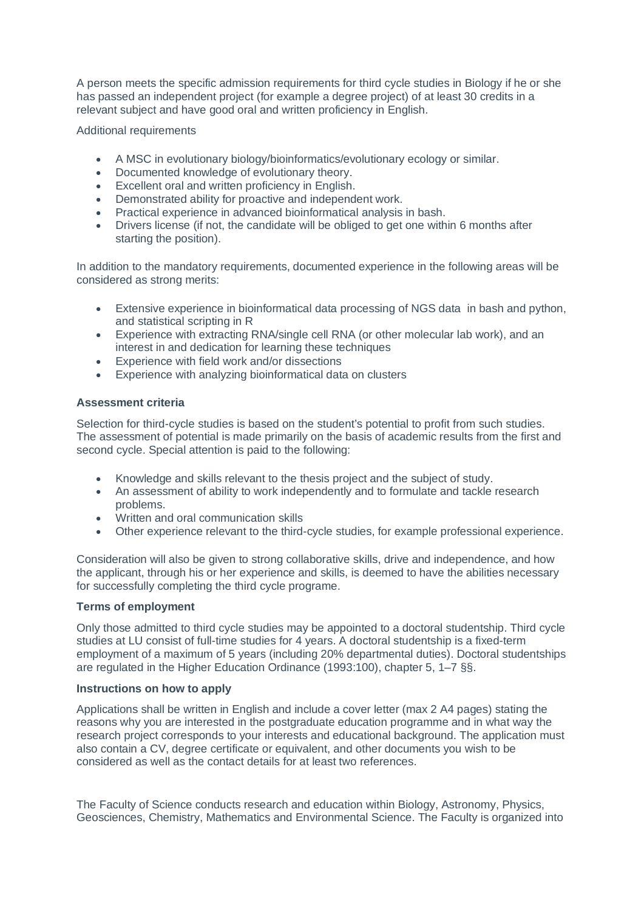A person meets the specific admission requirements for third cycle studies in Biology if he or she has passed an independent project (for example a degree project) of at least 30 credits in a relevant subject and have good oral and written proficiency in English.

Additional requirements

- A MSC in evolutionary biology/bioinformatics/evolutionary ecology or similar.
- Documented knowledge of evolutionary theory.
- Excellent oral and written proficiency in English.
- Demonstrated ability for proactive and independent work.
- Practical experience in advanced bioinformatical analysis in bash.
- Drivers license (if not, the candidate will be obliged to get one within 6 months after starting the position).

In addition to the mandatory requirements, documented experience in the following areas will be considered as strong merits:

- Extensive experience in bioinformatical data processing of NGS data in bash and python, and statistical scripting in R
- Experience with extracting RNA/single cell RNA (or other molecular lab work), and an interest in and dedication for learning these techniques
- Experience with field work and/or dissections
- Experience with analyzing bioinformatical data on clusters

**Assessment criteria**

Selection for third-cycle studies is based on the student's potential to profit from such studies. The assessment of potential is made primarily on the basis of academic results from the first and second cycle. Special attention is paid to the following:

- Knowledge and skills relevant to the thesis project and the subject of study.
- An assessment of ability to work independently and to formulate and tackle research problems.
- Written and oral communication skills
- Other experience relevant to the third-cycle studies, for example professional experience.

Consideration will also be given to strong collaborative skills, drive and independence, and how the applicant, through his or her experience and skills, is deemed to have the abilities necessary for successfully completing the third cycle programe.

**Terms of employment**

Only those admitted to third cycle studies may be appointed to a doctoral studentship. Third cycle studies at LU consist of full-time studies for 4 years. A doctoral studentship is a fixed-term employment of a maximum of 5 years (including 20% departmental duties). Doctoral studentships are regulated in the Higher Education Ordinance (1993:100), chapter 5, 1–7 §§.

**Instructions on how to apply**

Applications shall be written in English and include a cover letter (max 2 A4 pages) stating the reasons why you are interested in the postgraduate education programme and in what way the research project corresponds to your interests and educational background. The application must also contain a CV, degree certificate or equivalent, and other documents you wish to be considered as well as the contact details for at least two references.

The Faculty of Science conducts research and education within Biology, Astronomy, Physics, Geosciences, Chemistry, Mathematics and Environmental Science. The Faculty is organized into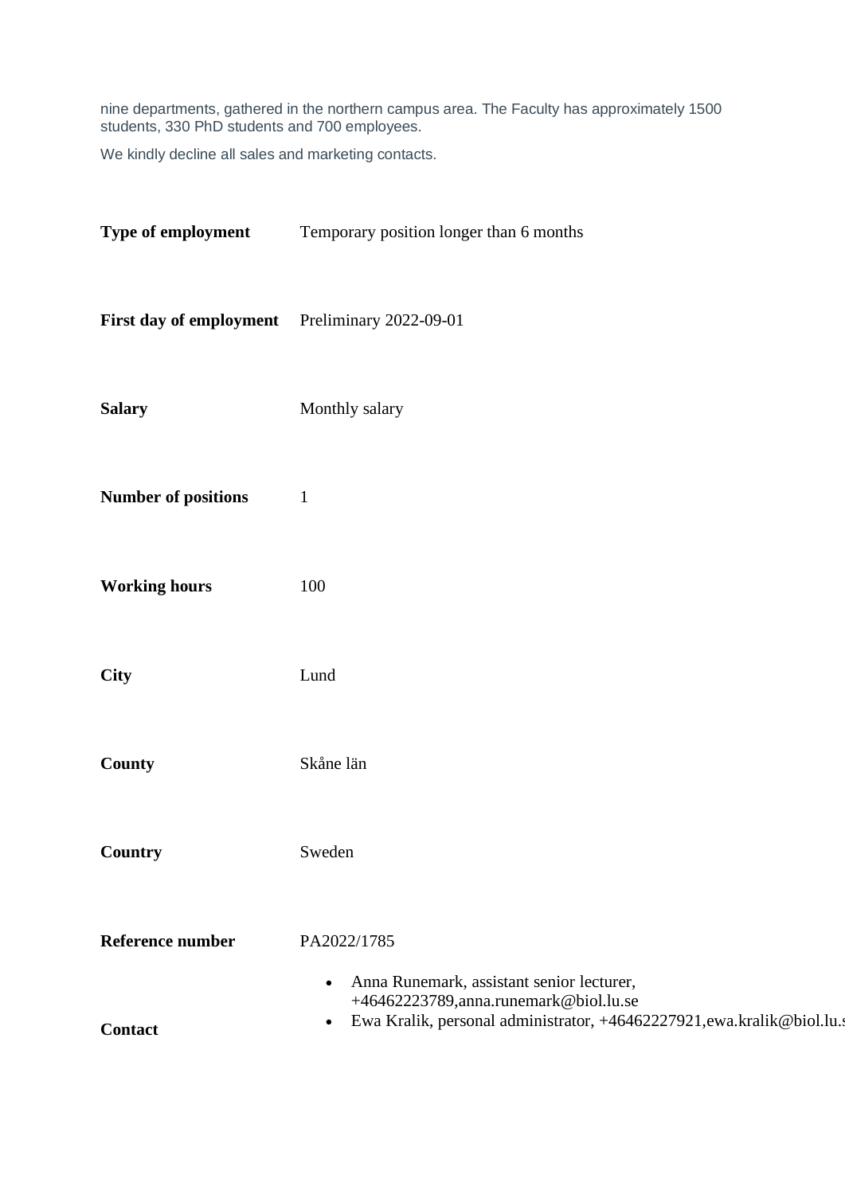nine departments, gathered in the northern campus area. The Faculty has approximately 1500 students, 330 PhD students and 700 employees.

We kindly decline all sales and marketing contacts.

| | |
|---|---|
| **Type of employment** | Temporary position longer than 6 months |
| **First day of employment** | Preliminary 2022-09-01 |
| **Salary** | Monthly salary |
| **Number of positions** | 1 |
| **Working hours** | 100 |
| **City** | Lund |
| **County** | Skåne län |
| **Country** | Sweden |
| **Reference number** | PA2022/1785 |
| **Contact** | • Anna Runemark, assistant senior lecturer, +46462223789,anna.runemark@biol.lu.se<br>• Ewa Kralik, personal administrator, +46462227921,ewa.kralik@biol.lu.s |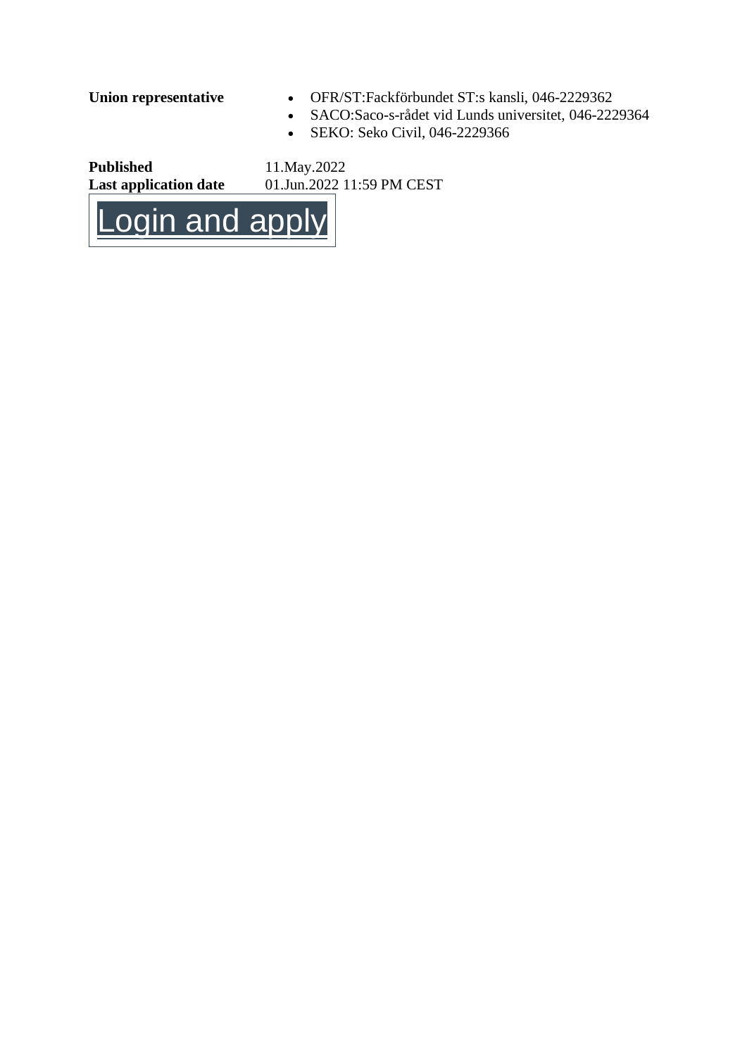**Union representative**

- OFR/ST:Fackförbundet ST:s kansli, 046-2229362
- SACO:Saco-s-rådet vid Lunds universitet, 046-2229364
- SEKO: Seko Civil, 046-2229366

**Published** 11.May.2022
**Last application date** 01.Jun.2022 11:59 PM CEST

Login and apply